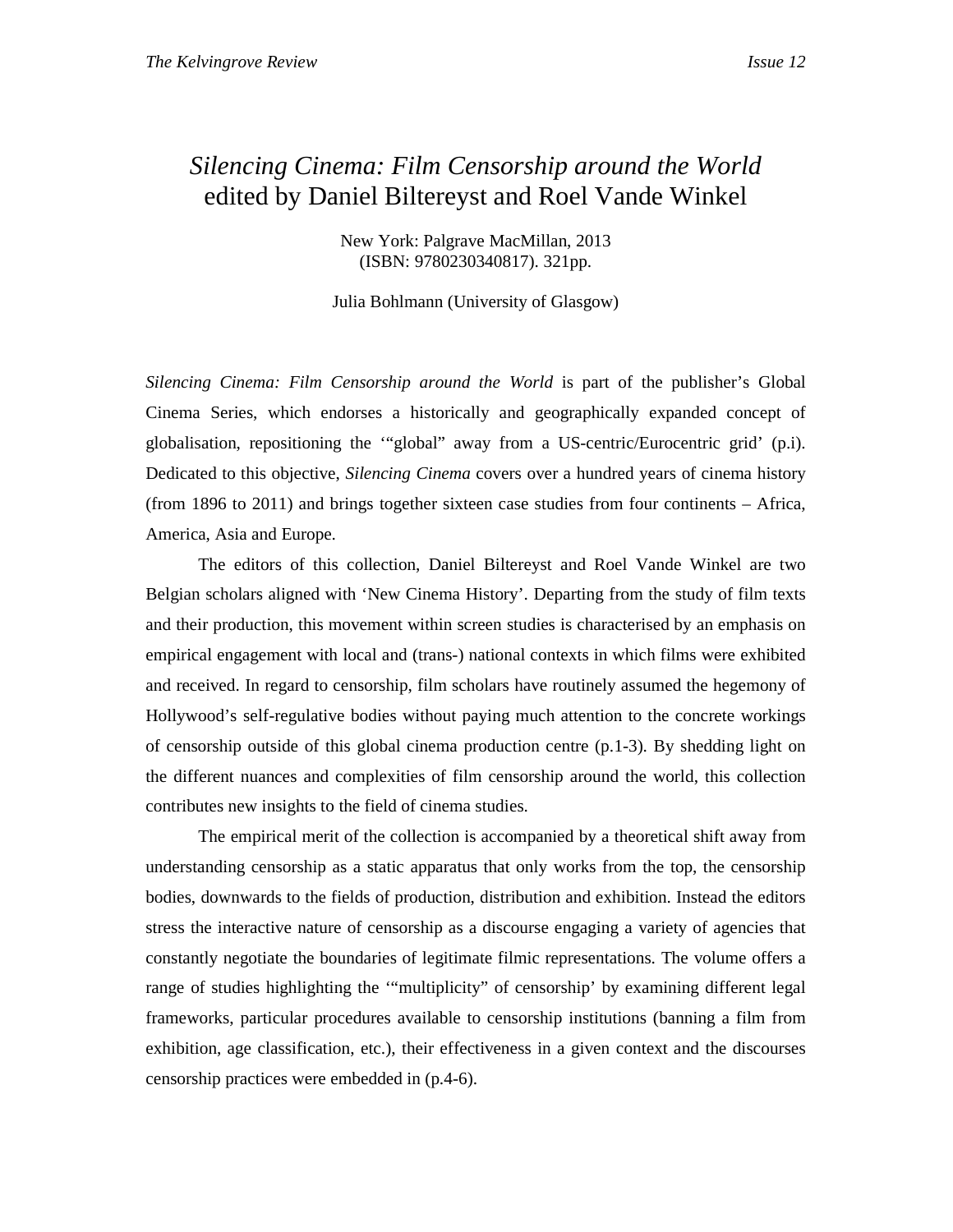# *Silencing Cinema: Film Censorship around the World* edited by Daniel Biltereyst and Roel Vande Winkel

New York: Palgrave MacMillan, 2013
(ISBN: 9780230340817). 321pp.

Julia Bohlmann (University of Glasgow)

*Silencing Cinema: Film Censorship around the World* is part of the publisher's Global Cinema Series, which endorses a historically and geographically expanded concept of globalisation, repositioning the '"global" away from a US-centric/Eurocentric grid' (p.i). Dedicated to this objective, *Silencing Cinema* covers over a hundred years of cinema history (from 1896 to 2011) and brings together sixteen case studies from four continents – Africa, America, Asia and Europe.

The editors of this collection, Daniel Biltereyst and Roel Vande Winkel are two Belgian scholars aligned with 'New Cinema History'. Departing from the study of film texts and their production, this movement within screen studies is characterised by an emphasis on empirical engagement with local and (trans-) national contexts in which films were exhibited and received. In regard to censorship, film scholars have routinely assumed the hegemony of Hollywood's self-regulative bodies without paying much attention to the concrete workings of censorship outside of this global cinema production centre (p.1-3). By shedding light on the different nuances and complexities of film censorship around the world, this collection contributes new insights to the field of cinema studies.

The empirical merit of the collection is accompanied by a theoretical shift away from understanding censorship as a static apparatus that only works from the top, the censorship bodies, downwards to the fields of production, distribution and exhibition. Instead the editors stress the interactive nature of censorship as a discourse engaging a variety of agencies that constantly negotiate the boundaries of legitimate filmic representations. The volume offers a range of studies highlighting the '"multiplicity" of censorship' by examining different legal frameworks, particular procedures available to censorship institutions (banning a film from exhibition, age classification, etc.), their effectiveness in a given context and the discourses censorship practices were embedded in (p.4-6).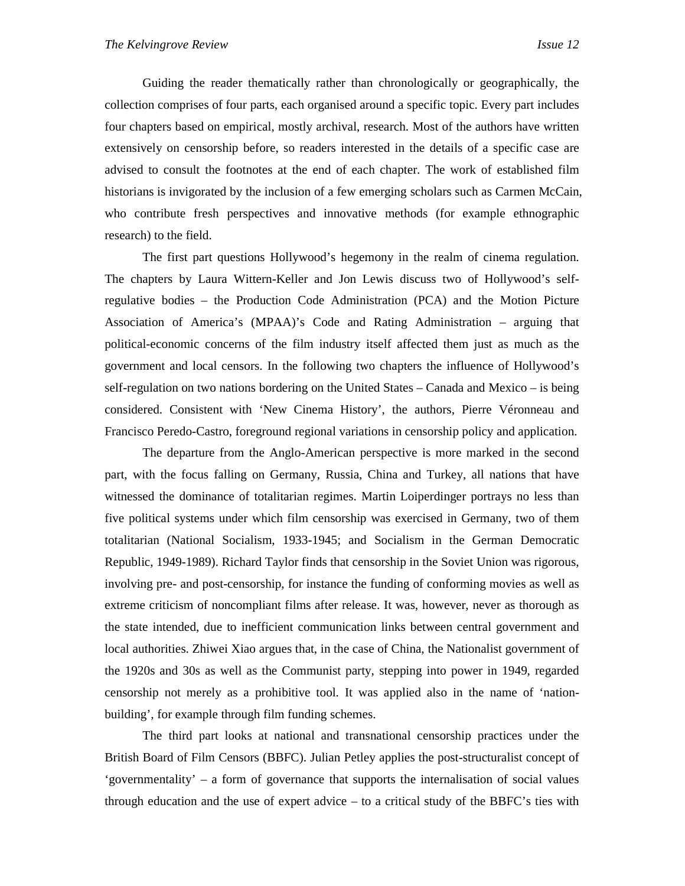Guiding the reader thematically rather than chronologically or geographically, the collection comprises of four parts, each organised around a specific topic. Every part includes four chapters based on empirical, mostly archival, research. Most of the authors have written extensively on censorship before, so readers interested in the details of a specific case are advised to consult the footnotes at the end of each chapter. The work of established film historians is invigorated by the inclusion of a few emerging scholars such as Carmen McCain, who contribute fresh perspectives and innovative methods (for example ethnographic research) to the field.

The first part questions Hollywood's hegemony in the realm of cinema regulation. The chapters by Laura Wittern-Keller and Jon Lewis discuss two of Hollywood's self-regulative bodies – the Production Code Administration (PCA) and the Motion Picture Association of America's (MPAA)'s Code and Rating Administration – arguing that political-economic concerns of the film industry itself affected them just as much as the government and local censors. In the following two chapters the influence of Hollywood's self-regulation on two nations bordering on the United States – Canada and Mexico – is being considered. Consistent with 'New Cinema History', the authors, Pierre Véronneau and Francisco Peredo-Castro, foreground regional variations in censorship policy and application.

The departure from the Anglo-American perspective is more marked in the second part, with the focus falling on Germany, Russia, China and Turkey, all nations that have witnessed the dominance of totalitarian regimes. Martin Loiperdinger portrays no less than five political systems under which film censorship was exercised in Germany, two of them totalitarian (National Socialism, 1933-1945; and Socialism in the German Democratic Republic, 1949-1989). Richard Taylor finds that censorship in the Soviet Union was rigorous, involving pre- and post-censorship, for instance the funding of conforming movies as well as extreme criticism of noncompliant films after release. It was, however, never as thorough as the state intended, due to inefficient communication links between central government and local authorities. Zhiwei Xiao argues that, in the case of China, the Nationalist government of the 1920s and 30s as well as the Communist party, stepping into power in 1949, regarded censorship not merely as a prohibitive tool. It was applied also in the name of 'nation-building', for example through film funding schemes.

The third part looks at national and transnational censorship practices under the British Board of Film Censors (BBFC). Julian Petley applies the post-structuralist concept of 'governmentality' – a form of governance that supports the internalisation of social values through education and the use of expert advice – to a critical study of the BBFC's ties with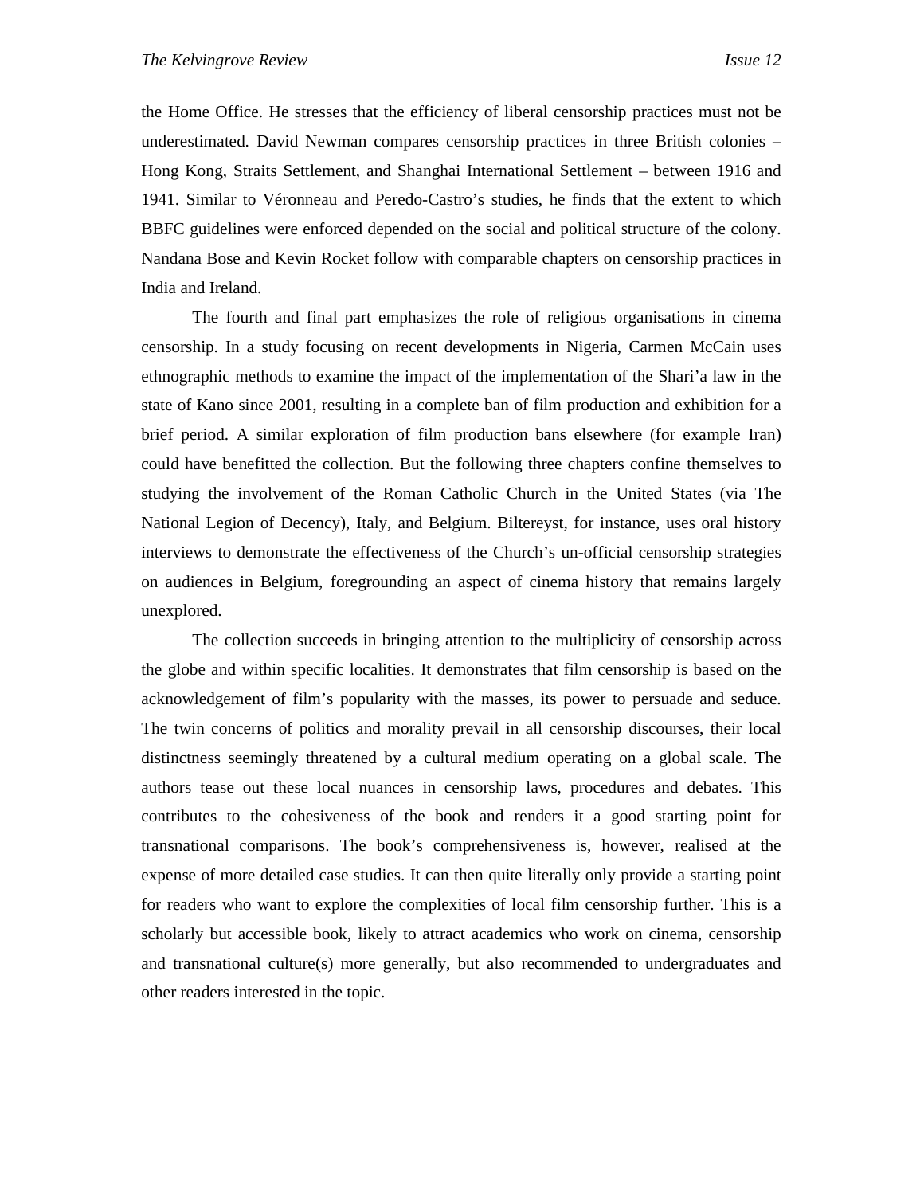the Home Office. He stresses that the efficiency of liberal censorship practices must not be underestimated. David Newman compares censorship practices in three British colonies – Hong Kong, Straits Settlement, and Shanghai International Settlement – between 1916 and 1941. Similar to Véronneau and Peredo-Castro's studies, he finds that the extent to which BBFC guidelines were enforced depended on the social and political structure of the colony. Nandana Bose and Kevin Rocket follow with comparable chapters on censorship practices in India and Ireland.

The fourth and final part emphasizes the role of religious organisations in cinema censorship. In a study focusing on recent developments in Nigeria, Carmen McCain uses ethnographic methods to examine the impact of the implementation of the Shari'a law in the state of Kano since 2001, resulting in a complete ban of film production and exhibition for a brief period. A similar exploration of film production bans elsewhere (for example Iran) could have benefitted the collection. But the following three chapters confine themselves to studying the involvement of the Roman Catholic Church in the United States (via The National Legion of Decency), Italy, and Belgium. Biltereyst, for instance, uses oral history interviews to demonstrate the effectiveness of the Church's un-official censorship strategies on audiences in Belgium, foregrounding an aspect of cinema history that remains largely unexplored.

The collection succeeds in bringing attention to the multiplicity of censorship across the globe and within specific localities. It demonstrates that film censorship is based on the acknowledgement of film's popularity with the masses, its power to persuade and seduce. The twin concerns of politics and morality prevail in all censorship discourses, their local distinctness seemingly threatened by a cultural medium operating on a global scale. The authors tease out these local nuances in censorship laws, procedures and debates. This contributes to the cohesiveness of the book and renders it a good starting point for transnational comparisons. The book's comprehensiveness is, however, realised at the expense of more detailed case studies. It can then quite literally only provide a starting point for readers who want to explore the complexities of local film censorship further. This is a scholarly but accessible book, likely to attract academics who work on cinema, censorship and transnational culture(s) more generally, but also recommended to undergraduates and other readers interested in the topic.